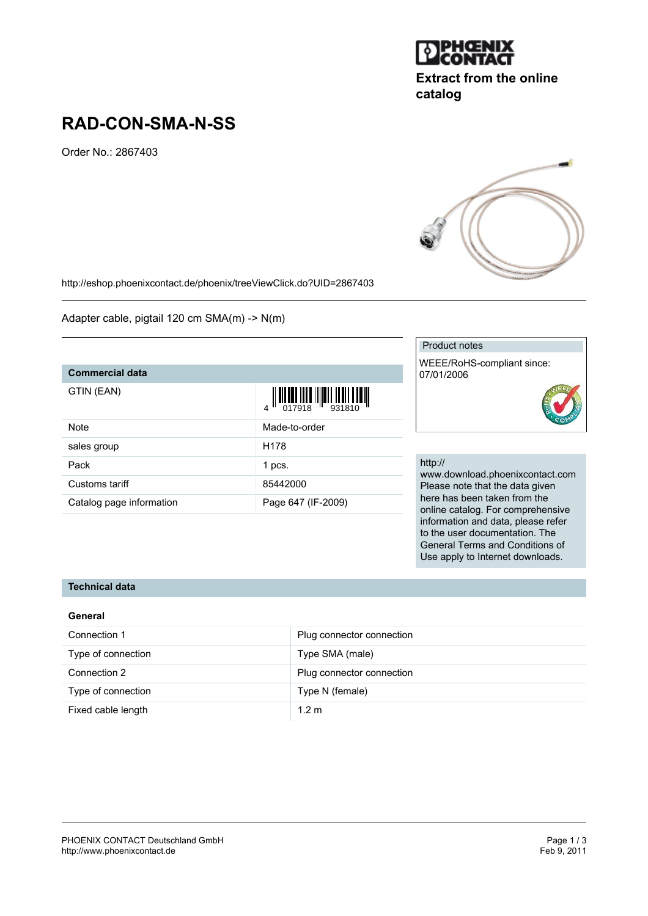Extract from the online catalog

# RAD-CON-SMA-N-SS

Order No.: 2867403

http://eshop.phoenixcontact.de/phoenix/treeViewClick.do?UID=2867403

Adapter cable, pigtail 120 cm SMA(m) -> N(m)

## Commercial data

| | |
|---|---|
| GTIN (EAN) | 4 017918 931810 |
| Note | Made-to-order |
| sales group | H178 |
| Pack | 1 pcs. |
| Customs tariff | 85442000 |
| Catalog page information | Page 647 (IF-2009) |

Product notes

WEEE/RoHS-compliant since: 07/01/2006

http://www.download.phoenixcontact.com Please note that the data given here has been taken from the online catalog. For comprehensive information and data, please refer to the user documentation. The General Terms and Conditions of Use apply to Internet downloads.

## Technical data

### General

| | |
|---|---|
| Connection 1 | Plug connector connection |
| Type of connection | Type SMA (male) |
| Connection 2 | Plug connector connection |
| Type of connection | Type N (female) |
| Fixed cable length | 1.2 m |

PHOENIX CONTACT Deutschland GmbH
http://www.phoenixcontact.de

Feb 9, 2011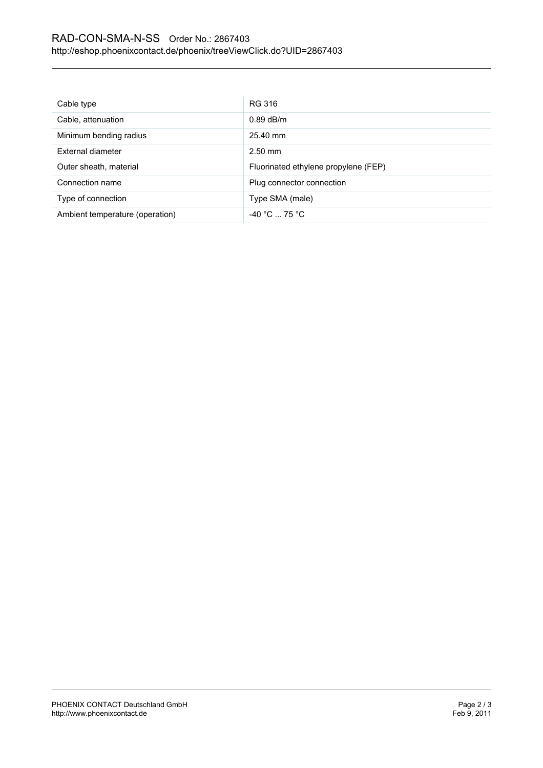| Cable type | RG 316 |
| --- | --- |
| Cable, attenuation | 0.89 dB/m |
| Minimum bending radius | 25.40 mm |
| External diameter | 2.50 mm |
| Outer sheath, material | Fluorinated ethylene propylene (FEP) |
| Connection name | Plug connector connection |
| Type of connection | Type SMA (male) |
| Ambient temperature (operation) | -40 °C ... 75 °C |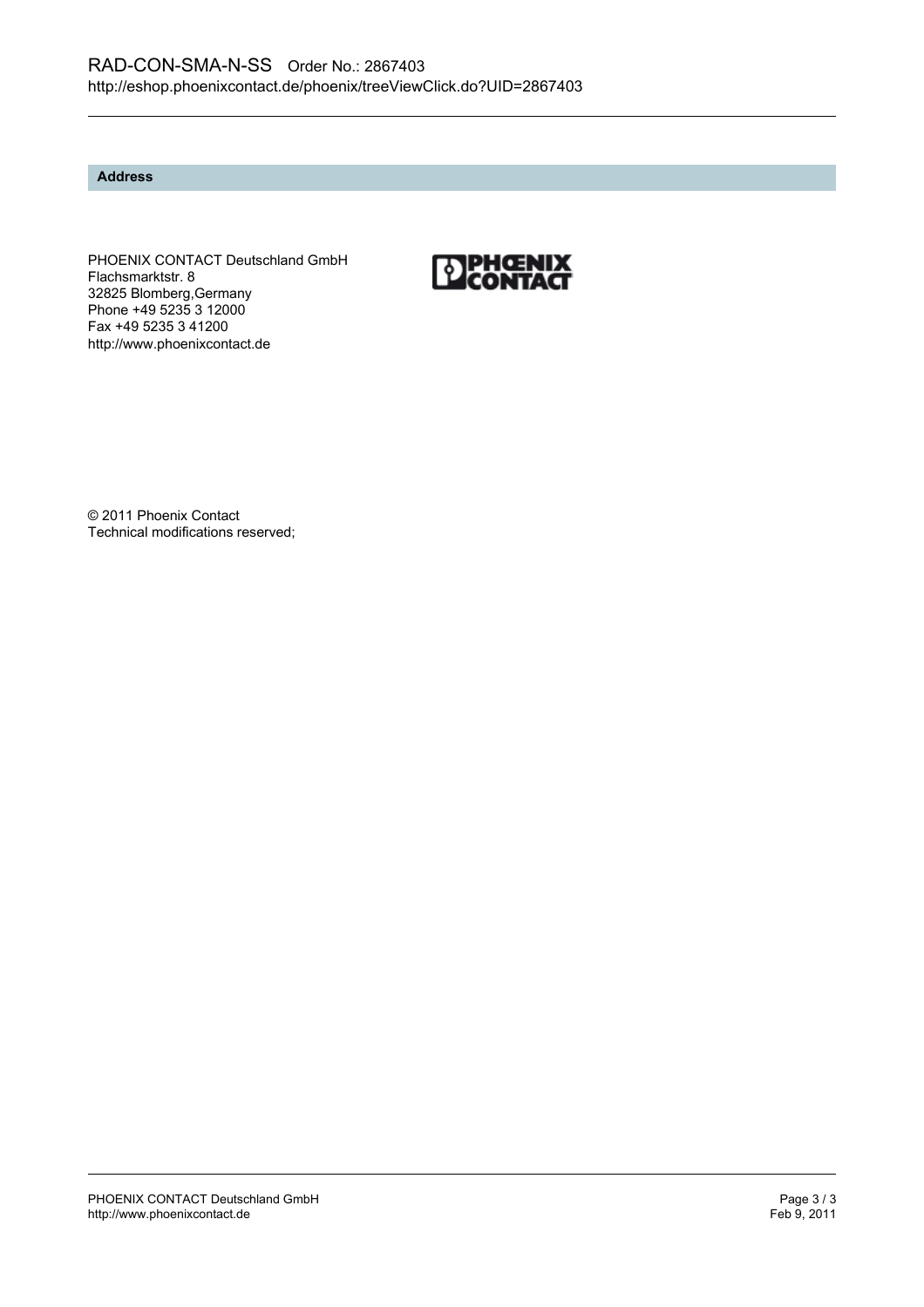## Address

PHOENIX CONTACT Deutschland GmbH
Flachsmarktstr. 8
32825 Blomberg,Germany
Phone +49 5235 3 12000
Fax +49 5235 3 41200
http://www.phoenixcontact.de

© 2011 Phoenix Contact
Technical modifications reserved;